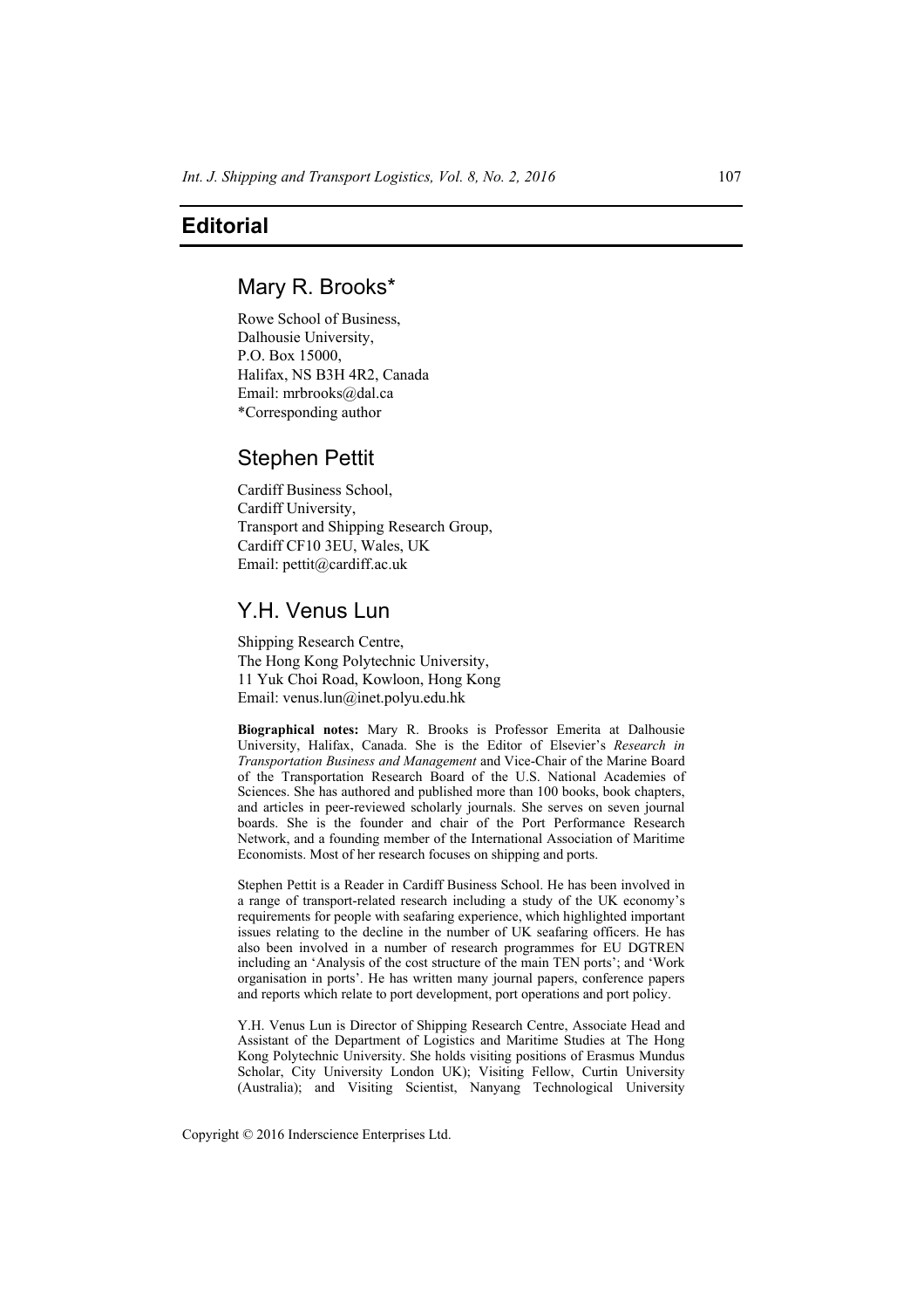# Editorial

## Mary R. Brooks*

Rowe School of Business,
Dalhousie University,
P.O. Box 15000,
Halifax, NS B3H 4R2, Canada
Email: mrbrooks@dal.ca
*Corresponding author

## Stephen Pettit

Cardiff Business School,
Cardiff University,
Transport and Shipping Research Group,
Cardiff CF10 3EU, Wales, UK
Email: pettit@cardiff.ac.uk

## Y.H. Venus Lun

Shipping Research Centre,
The Hong Kong Polytechnic University,
11 Yuk Choi Road, Kowloon, Hong Kong
Email: venus.lun@inet.polyu.edu.hk

**Biographical notes:** Mary R. Brooks is Professor Emerita at Dalhousie University, Halifax, Canada. She is the Editor of Elsevier's *Research in Transportation Business and Management* and Vice-Chair of the Marine Board of the Transportation Research Board of the U.S. National Academies of Sciences. She has authored and published more than 100 books, book chapters, and articles in peer-reviewed scholarly journals. She serves on seven journal boards. She is the founder and chair of the Port Performance Research Network, and a founding member of the International Association of Maritime Economists. Most of her research focuses on shipping and ports.

Stephen Pettit is a Reader in Cardiff Business School. He has been involved in a range of transport-related research including a study of the UK economy's requirements for people with seafaring experience, which highlighted important issues relating to the decline in the number of UK seafaring officers. He has also been involved in a number of research programmes for EU DGTREN including an 'Analysis of the cost structure of the main TEN ports'; and 'Work organisation in ports'. He has written many journal papers, conference papers and reports which relate to port development, port operations and port policy.

Y.H. Venus Lun is Director of Shipping Research Centre, Associate Head and Assistant of the Department of Logistics and Maritime Studies at The Hong Kong Polytechnic University. She holds visiting positions of Erasmus Mundus Scholar, City University London UK); Visiting Fellow, Curtin University (Australia); and Visiting Scientist, Nanyang Technological University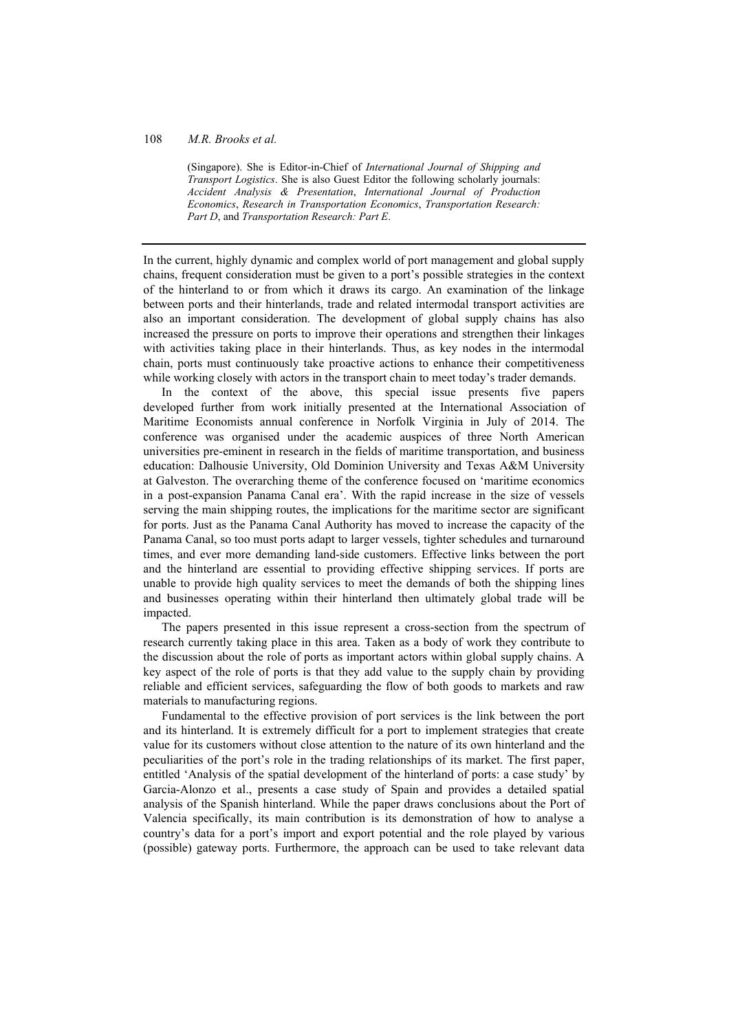(Singapore). She is Editor-in-Chief of *International Journal of Shipping and Transport Logistics*. She is also Guest Editor the following scholarly journals: *Accident Analysis & Presentation*, *International Journal of Production Economics*, *Research in Transportation Economics*, *Transportation Research: Part D*, and *Transportation Research: Part E*.

---

In the current, highly dynamic and complex world of port management and global supply chains, frequent consideration must be given to a port's possible strategies in the context of the hinterland to or from which it draws its cargo. An examination of the linkage between ports and their hinterlands, trade and related intermodal transport activities are also an important consideration. The development of global supply chains has also increased the pressure on ports to improve their operations and strengthen their linkages with activities taking place in their hinterlands. Thus, as key nodes in the intermodal chain, ports must continuously take proactive actions to enhance their competitiveness while working closely with actors in the transport chain to meet today's trader demands.

In the context of the above, this special issue presents five papers developed further from work initially presented at the International Association of Maritime Economists annual conference in Norfolk Virginia in July of 2014. The conference was organised under the academic auspices of three North American universities pre-eminent in research in the fields of maritime transportation, and business education: Dalhousie University, Old Dominion University and Texas A&M University at Galveston. The overarching theme of the conference focused on 'maritime economics in a post-expansion Panama Canal era'. With the rapid increase in the size of vessels serving the main shipping routes, the implications for the maritime sector are significant for ports. Just as the Panama Canal Authority has moved to increase the capacity of the Panama Canal, so too must ports adapt to larger vessels, tighter schedules and turnaround times, and ever more demanding land-side customers. Effective links between the port and the hinterland are essential to providing effective shipping services. If ports are unable to provide high quality services to meet the demands of both the shipping lines and businesses operating within their hinterland then ultimately global trade will be impacted.

The papers presented in this issue represent a cross-section from the spectrum of research currently taking place in this area. Taken as a body of work they contribute to the discussion about the role of ports as important actors within global supply chains. A key aspect of the role of ports is that they add value to the supply chain by providing reliable and efficient services, safeguarding the flow of both goods to markets and raw materials to manufacturing regions.

Fundamental to the effective provision of port services is the link between the port and its hinterland. It is extremely difficult for a port to implement strategies that create value for its customers without close attention to the nature of its own hinterland and the peculiarities of the port's role in the trading relationships of its market. The first paper, entitled 'Analysis of the spatial development of the hinterland of ports: a case study' by Garcia-Alonzo et al., presents a case study of Spain and provides a detailed spatial analysis of the Spanish hinterland. While the paper draws conclusions about the Port of Valencia specifically, its main contribution is its demonstration of how to analyse a country's data for a port's import and export potential and the role played by various (possible) gateway ports. Furthermore, the approach can be used to take relevant data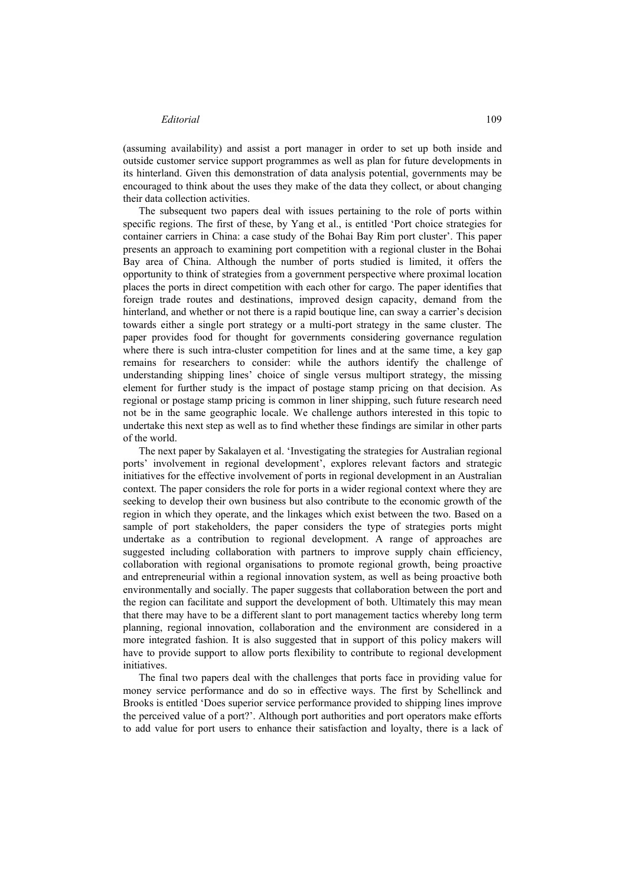(assuming availability) and assist a port manager in order to set up both inside and outside customer service support programmes as well as plan for future developments in its hinterland. Given this demonstration of data analysis potential, governments may be encouraged to think about the uses they make of the data they collect, or about changing their data collection activities.

The subsequent two papers deal with issues pertaining to the role of ports within specific regions. The first of these, by Yang et al., is entitled 'Port choice strategies for container carriers in China: a case study of the Bohai Bay Rim port cluster'. This paper presents an approach to examining port competition with a regional cluster in the Bohai Bay area of China. Although the number of ports studied is limited, it offers the opportunity to think of strategies from a government perspective where proximal location places the ports in direct competition with each other for cargo. The paper identifies that foreign trade routes and destinations, improved design capacity, demand from the hinterland, and whether or not there is a rapid boutique line, can sway a carrier's decision towards either a single port strategy or a multi-port strategy in the same cluster. The paper provides food for thought for governments considering governance regulation where there is such intra-cluster competition for lines and at the same time, a key gap remains for researchers to consider: while the authors identify the challenge of understanding shipping lines' choice of single versus multiport strategy, the missing element for further study is the impact of postage stamp pricing on that decision. As regional or postage stamp pricing is common in liner shipping, such future research need not be in the same geographic locale. We challenge authors interested in this topic to undertake this next step as well as to find whether these findings are similar in other parts of the world.

The next paper by Sakalayen et al. 'Investigating the strategies for Australian regional ports' involvement in regional development', explores relevant factors and strategic initiatives for the effective involvement of ports in regional development in an Australian context. The paper considers the role for ports in a wider regional context where they are seeking to develop their own business but also contribute to the economic growth of the region in which they operate, and the linkages which exist between the two. Based on a sample of port stakeholders, the paper considers the type of strategies ports might undertake as a contribution to regional development. A range of approaches are suggested including collaboration with partners to improve supply chain efficiency, collaboration with regional organisations to promote regional growth, being proactive and entrepreneurial within a regional innovation system, as well as being proactive both environmentally and socially. The paper suggests that collaboration between the port and the region can facilitate and support the development of both. Ultimately this may mean that there may have to be a different slant to port management tactics whereby long term planning, regional innovation, collaboration and the environment are considered in a more integrated fashion. It is also suggested that in support of this policy makers will have to provide support to allow ports flexibility to contribute to regional development initiatives.

The final two papers deal with the challenges that ports face in providing value for money service performance and do so in effective ways. The first by Schellinck and Brooks is entitled 'Does superior service performance provided to shipping lines improve the perceived value of a port?'. Although port authorities and port operators make efforts to add value for port users to enhance their satisfaction and loyalty, there is a lack of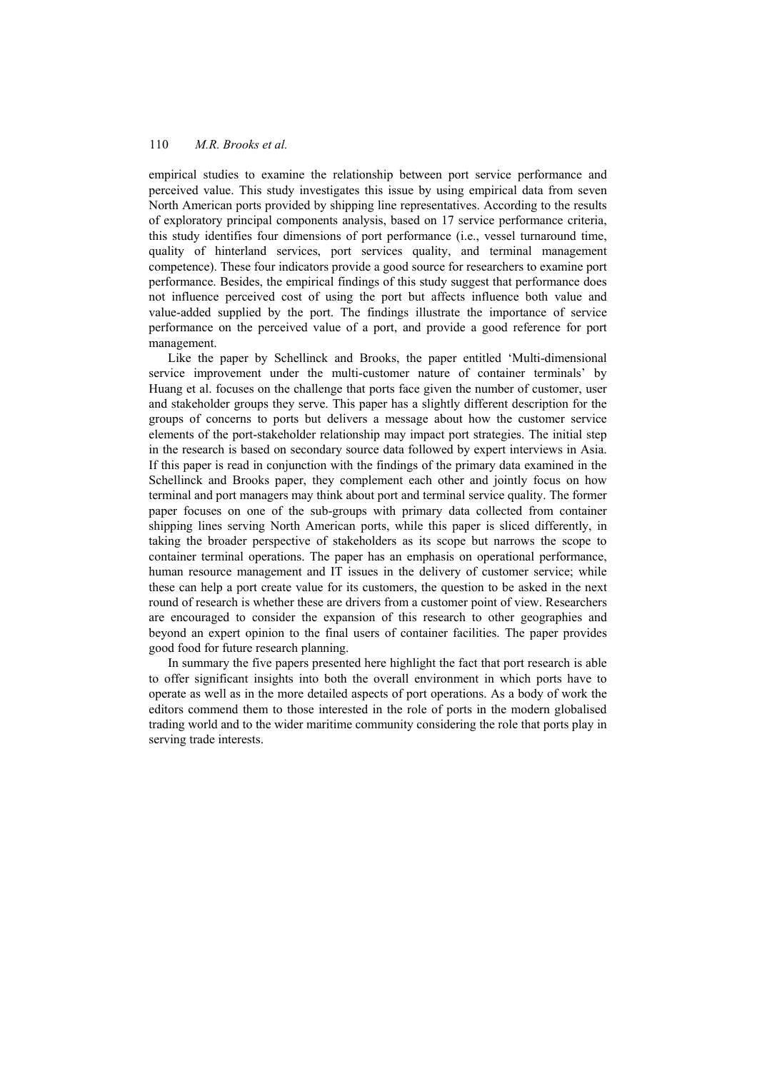empirical studies to examine the relationship between port service performance and perceived value. This study investigates this issue by using empirical data from seven North American ports provided by shipping line representatives. According to the results of exploratory principal components analysis, based on 17 service performance criteria, this study identifies four dimensions of port performance (i.e., vessel turnaround time, quality of hinterland services, port services quality, and terminal management competence). These four indicators provide a good source for researchers to examine port performance. Besides, the empirical findings of this study suggest that performance does not influence perceived cost of using the port but affects influence both value and value-added supplied by the port. The findings illustrate the importance of service performance on the perceived value of a port, and provide a good reference for port management.

Like the paper by Schellinck and Brooks, the paper entitled 'Multi-dimensional service improvement under the multi-customer nature of container terminals' by Huang et al. focuses on the challenge that ports face given the number of customer, user and stakeholder groups they serve. This paper has a slightly different description for the groups of concerns to ports but delivers a message about how the customer service elements of the port-stakeholder relationship may impact port strategies. The initial step in the research is based on secondary source data followed by expert interviews in Asia. If this paper is read in conjunction with the findings of the primary data examined in the Schellinck and Brooks paper, they complement each other and jointly focus on how terminal and port managers may think about port and terminal service quality. The former paper focuses on one of the sub-groups with primary data collected from container shipping lines serving North American ports, while this paper is sliced differently, in taking the broader perspective of stakeholders as its scope but narrows the scope to container terminal operations. The paper has an emphasis on operational performance, human resource management and IT issues in the delivery of customer service; while these can help a port create value for its customers, the question to be asked in the next round of research is whether these are drivers from a customer point of view. Researchers are encouraged to consider the expansion of this research to other geographies and beyond an expert opinion to the final users of container facilities. The paper provides good food for future research planning.

In summary the five papers presented here highlight the fact that port research is able to offer significant insights into both the overall environment in which ports have to operate as well as in the more detailed aspects of port operations. As a body of work the editors commend them to those interested in the role of ports in the modern globalised trading world and to the wider maritime community considering the role that ports play in serving trade interests.